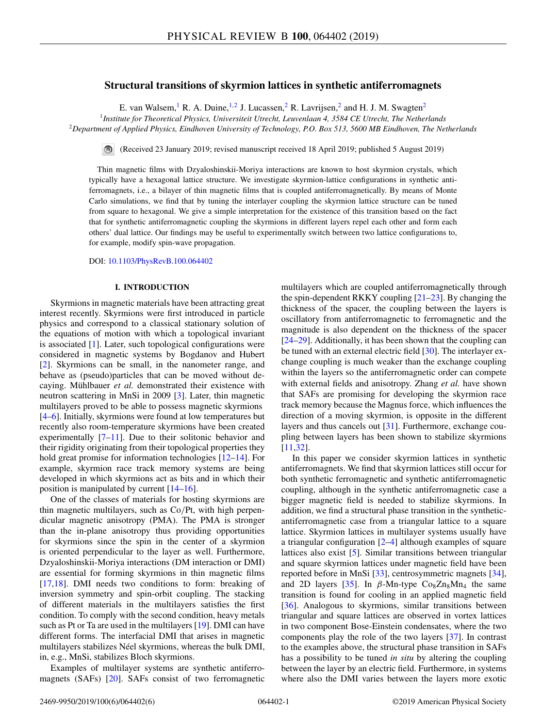# Structural transitions of skyrmion lattices in synthetic antiferromagnets

E. van Walsem,[1] R. A. Duine,[1,2] J. Lucassen,[2] R. Lavrijsen,[2] and H. J. M. Swagten[2]

[1]*Institute for Theoretical Physics, Universiteit Utrecht, Leuvenlaan 4, 3584 CE Utrecht, The Netherlands*
[2]*Department of Applied Physics, Eindhoven University of Technology, P.O. Box 513, 5600 MB Eindhoven, The Netherlands*

(Received 23 January 2019; revised manuscript received 18 April 2019; published 5 August 2019)

Thin magnetic films with Dzyaloshinskii-Moriya interactions are known to host skyrmion crystals, which typically have a hexagonal lattice structure. We investigate skyrmion-lattice configurations in synthetic antiferromagnets, i.e., a bilayer of thin magnetic films that is coupled antiferromagnetically. By means of Monte Carlo simulations, we find that by tuning the interlayer coupling the skyrmion lattice structure can be tuned from square to hexagonal. We give a simple interpretation for the existence of this transition based on the fact that for synthetic antiferromagnetic coupling the skyrmions in different layers repel each other and form each others' dual lattice. Our findings may be useful to experimentally switch between two lattice configurations to, for example, modify spin-wave propagation.

DOI: 10.1103/PhysRevB.100.064402

## I. INTRODUCTION

Skyrmions in magnetic materials have been attracting great interest recently. Skyrmions were first introduced in particle physics and correspond to a classical stationary solution of the equations of motion with which a topological invariant is associated [1]. Later, such topological configurations were considered in magnetic systems by Bogdanov and Hubert [2]. Skyrmions can be small, in the nanometer range, and behave as (pseudo)particles that can be moved without decaying. Mühlbauer *et al.* demonstrated their existence with neutron scattering in MnSi in 2009 [3]. Later, thin magnetic multilayers proved to be able to possess magnetic skyrmions [4–6]. Initially, skyrmions were found at low temperatures but recently also room-temperature skyrmions have been created experimentally [7–11]. Due to their solitonic behavior and their rigidity originating from their topological properties they hold great promise for information technologies [12–14]. For example, skyrmion race track memory systems are being developed in which skyrmions act as bits and in which their position is manipulated by current [14–16].

One of the classes of materials for hosting skyrmions are thin magnetic multilayers, such as Co/Pt, with high perpendicular magnetic anisotropy (PMA). The PMA is stronger than the in-plane anisotropy thus providing opportunities for skyrmions since the spin in the center of a skyrmion is oriented perpendicular to the layer as well. Furthermore, Dzyaloshinskii-Moriya interactions (DM interaction or DMI) are essential for forming skyrmions in thin magnetic films [17,18]. DMI needs two conditions to form: breaking of inversion symmetry and spin-orbit coupling. The stacking of different materials in the multilayers satisfies the first condition. To comply with the second condition, heavy metals such as Pt or Ta are used in the multilayers [19]. DMI can have different forms. The interfacial DMI that arises in magnetic multilayers stabilizes Néel skyrmions, whereas the bulk DMI, in, e.g., MnSi, stabilizes Bloch skyrmions.

Examples of multilayer systems are synthetic antiferromagnets (SAFs) [20]. SAFs consist of two ferromagnetic multilayers which are coupled antiferromagnetically through the spin-dependent RKKY coupling [21–23]. By changing the thickness of the spacer, the coupling between the layers is oscillatory from antiferromagnetic to ferromagnetic and the magnitude is also dependent on the thickness of the spacer [24–29]. Additionally, it has been shown that the coupling can be tuned with an external electric field [30]. The interlayer exchange coupling is much weaker than the exchange coupling within the layers so the antiferromagnetic order can compete with external fields and anisotropy. Zhang *et al.* have shown that SAFs are promising for developing the skyrmion race track memory because the Magnus force, which influences the direction of a moving skyrmion, is opposite in the different layers and thus cancels out [31]. Furthermore, exchange coupling between layers has been shown to stabilize skyrmions [11,32].

In this paper we consider skyrmion lattices in synthetic antiferromagnets. We find that skyrmion lattices still occur for both synthetic ferromagnetic and synthetic antiferromagnetic coupling, although in the synthetic antiferromagnetic case a bigger magnetic field is needed to stabilize skyrmions. In addition, we find a structural phase transition in the synthetic-antiferromagnetic case from a triangular lattice to a square lattice. Skyrmion lattices in multilayer systems usually have a triangular configuration [2–4] although examples of square lattices also exist [5]. Similar transitions between triangular and square skyrmion lattices under magnetic field have been reported before in MnSi [33], centrosymmetric magnets [34], and 2D layers [35]. In $\beta$-Mn-type $Co_8Zn_8Mn_4$ the same transition is found for cooling in an applied magnetic field [36]. Analogous to skyrmions, similar transitions between triangular and square lattices are observed in vortex lattices in two component Bose-Einstein condensates, where the two components play the role of the two layers [37]. In contrast to the examples above, the structural phase transition in SAFs has a possibility to be tuned *in situ* by altering the coupling between the layer by an electric field. Furthermore, in systems where also the DMI varies between the layers more exotic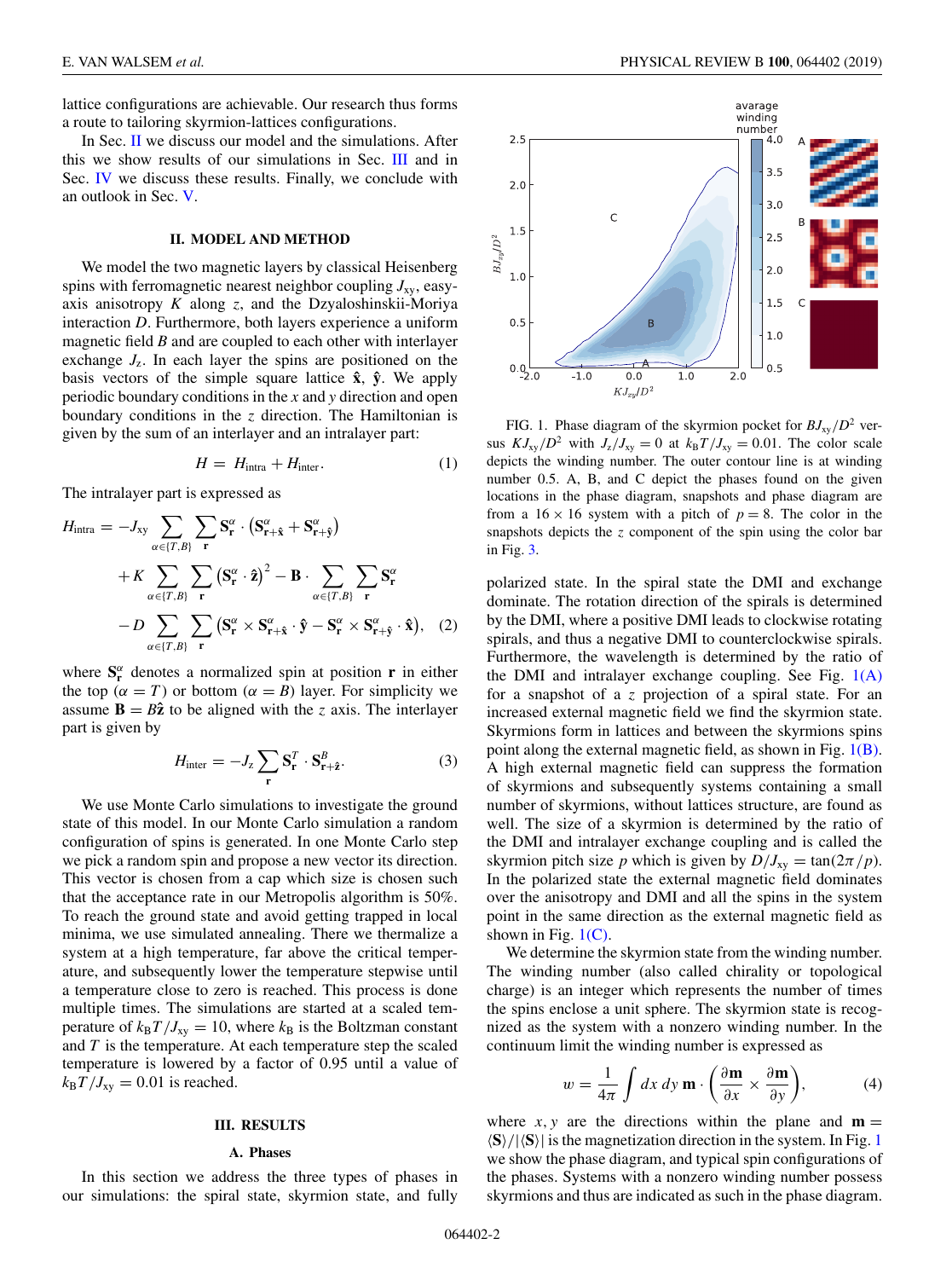lattice configurations are achievable. Our research thus forms a route to tailoring skyrmion-lattices configurations.

In Sec. II we discuss our model and the simulations. After this we show results of our simulations in Sec. III and in Sec. IV we discuss these results. Finally, we conclude with an outlook in Sec. V.

## II. MODEL AND METHOD

We model the two magnetic layers by classical Heisenberg spins with ferromagnetic nearest neighbor coupling $J_{\text{xy}}$, easy-axis anisotropy $K$ along $z$, and the Dzyaloshinskii-Moriya interaction $D$. Furthermore, both layers experience a uniform magnetic field $B$ and are coupled to each other with interlayer exchange $J_z$. In each layer the spins are positioned on the basis vectors of the simple square lattice $\hat{\mathbf{x}}$, $\hat{\mathbf{y}}$. We apply periodic boundary conditions in the $x$ and $y$ direction and open boundary conditions in the $z$ direction. The Hamiltonian is given by the sum of an interlayer and an intralayer part:

$$H = H_{\text{intra}} + H_{\text{inter}}. \tag{1}$$

The intralayer part is expressed as

$$\begin{aligned} H_{\text{intra}} = &-J_{\text{xy}} \sum_{\alpha \in \{T,B\}} \sum_{\mathbf{r}} \mathbf{S}_{\mathbf{r}}^{\alpha} \cdot \left(\mathbf{S}_{\mathbf{r}+\hat{\mathbf{x}}}^{\alpha} + \mathbf{S}_{\mathbf{r}+\hat{\mathbf{y}}}^{\alpha}\right) \\ &+ K \sum_{\alpha \in \{T,B\}} \sum_{\mathbf{r}} \left(\mathbf{S}_{\mathbf{r}}^{\alpha} \cdot \hat{\mathbf{z}}\right)^2 - \mathbf{B} \cdot \sum_{\alpha \in \{T,B\}} \sum_{\mathbf{r}} \mathbf{S}_{\mathbf{r}}^{\alpha} \\ &- D \sum_{\alpha \in \{T,B\}} \sum_{\mathbf{r}} \left(\mathbf{S}_{\mathbf{r}}^{\alpha} \times \mathbf{S}_{\mathbf{r}+\hat{\mathbf{x}}}^{\alpha} \cdot \hat{\mathbf{y}} - \mathbf{S}_{\mathbf{r}}^{\alpha} \times \mathbf{S}_{\mathbf{r}+\hat{\mathbf{y}}}^{\alpha} \cdot \hat{\mathbf{x}}\right), \end{aligned} \tag{2}$$

where $\mathbf{S}_{\mathbf{r}}^{\alpha}$ denotes a normalized spin at position $\mathbf{r}$ in either the top ($\alpha = T$) or bottom ($\alpha = B$) layer. For simplicity we assume $\mathbf{B} = B\hat{\mathbf{z}}$ to be aligned with the $z$ axis. The interlayer part is given by

$$H_{\text{inter}} = -J_z \sum_{\mathbf{r}} \mathbf{S}_{\mathbf{r}}^{T} \cdot \mathbf{S}_{\mathbf{r}+\hat{\mathbf{z}}}^{B}. \tag{3}$$

We use Monte Carlo simulations to investigate the ground state of this model. In our Monte Carlo simulation a random configuration of spins is generated. In one Monte Carlo step we pick a random spin and propose a new vector its direction. This vector is chosen from a cap which size is chosen such that the acceptance rate in our Metropolis algorithm is 50%. To reach the ground state and avoid getting trapped in local minima, we use simulated annealing. There we thermalize a system at a high temperature, far above the critical temperature, and subsequently lower the temperature stepwise until a temperature close to zero is reached. This process is done multiple times. The simulations are started at a scaled temperature of $k_{\text{B}}T/J_{\text{xy}} = 10$, where $k_{\text{B}}$ is the Boltzman constant and $T$ is the temperature. At each temperature step the scaled temperature is lowered by a factor of 0.95 until a value of $k_{\text{B}}T/J_{\text{xy}} = 0.01$ is reached.

## III. RESULTS

### A. Phases

In this section we address the three types of phases in our simulations: the spiral state, skyrmion state, and fully polarized state. In the spiral state the DMI and exchange dominate. The rotation direction of the spirals is determined by the DMI, where a positive DMI leads to clockwise rotating spirals, and thus a negative DMI to counterclockwise spirals. Furthermore, the wavelength is determined by the ratio of the DMI and intralayer exchange coupling. See Fig. 1(A) for a snapshot of a $z$ projection of a spiral state. For an increased external magnetic field we find the skyrmion state. Skyrmions form in lattices and between the skyrmions spins point along the external magnetic field, as shown in Fig. 1(B). A high external magnetic field can suppress the formation of skyrmions and subsequently systems containing a small number of skyrmions, without lattices structure, are found as well. The size of a skyrmion is determined by the ratio of the DMI and intralayer exchange coupling and is called the skyrmion pitch size $p$ which is given by $D/J_{\text{xy}} = \tan(2\pi/p)$. In the polarized state the external magnetic field dominates over the anisotropy and DMI and all the spins in the system point in the same direction as the external magnetic field as shown in Fig. 1(C).

FIG. 1. Phase diagram of the skyrmion pocket for $BJ_{\text{xy}}/D^2$ versus $KJ_{\text{xy}}/D^2$ with $J_z/J_{\text{xy}} = 0$ at $k_{\text{B}}T/J_{\text{xy}} = 0.01$. The color scale depicts the winding number. The outer contour line is at winding number 0.5. A, B, and C depict the phases found on the given locations in the phase diagram, snapshots and phase diagram are from a $16 \times 16$ system with a pitch of $p = 8$. The color in the snapshots depicts the $z$ component of the spin using the color bar in Fig. 3.

We determine the skyrmion state from the winding number. The winding number (also called chirality or topological charge) is an integer which represents the number of times the spins enclose a unit sphere. The skyrmion state is recognized as the system with a nonzero winding number. In the continuum limit the winding number is expressed as

$$w = \frac{1}{4\pi} \int dx\, dy\, \mathbf{m} \cdot \left(\frac{\partial \mathbf{m}}{\partial x} \times \frac{\partial \mathbf{m}}{\partial y}\right), \tag{4}$$

where $x, y$ are the directions within the plane and $\mathbf{m} = \langle \mathbf{S} \rangle / |\langle \mathbf{S} \rangle|$ is the magnetization direction in the system. In Fig. 1 we show the phase diagram, and typical spin configurations of the phases. Systems with a nonzero winding number possess skyrmions and thus are indicated as such in the phase diagram.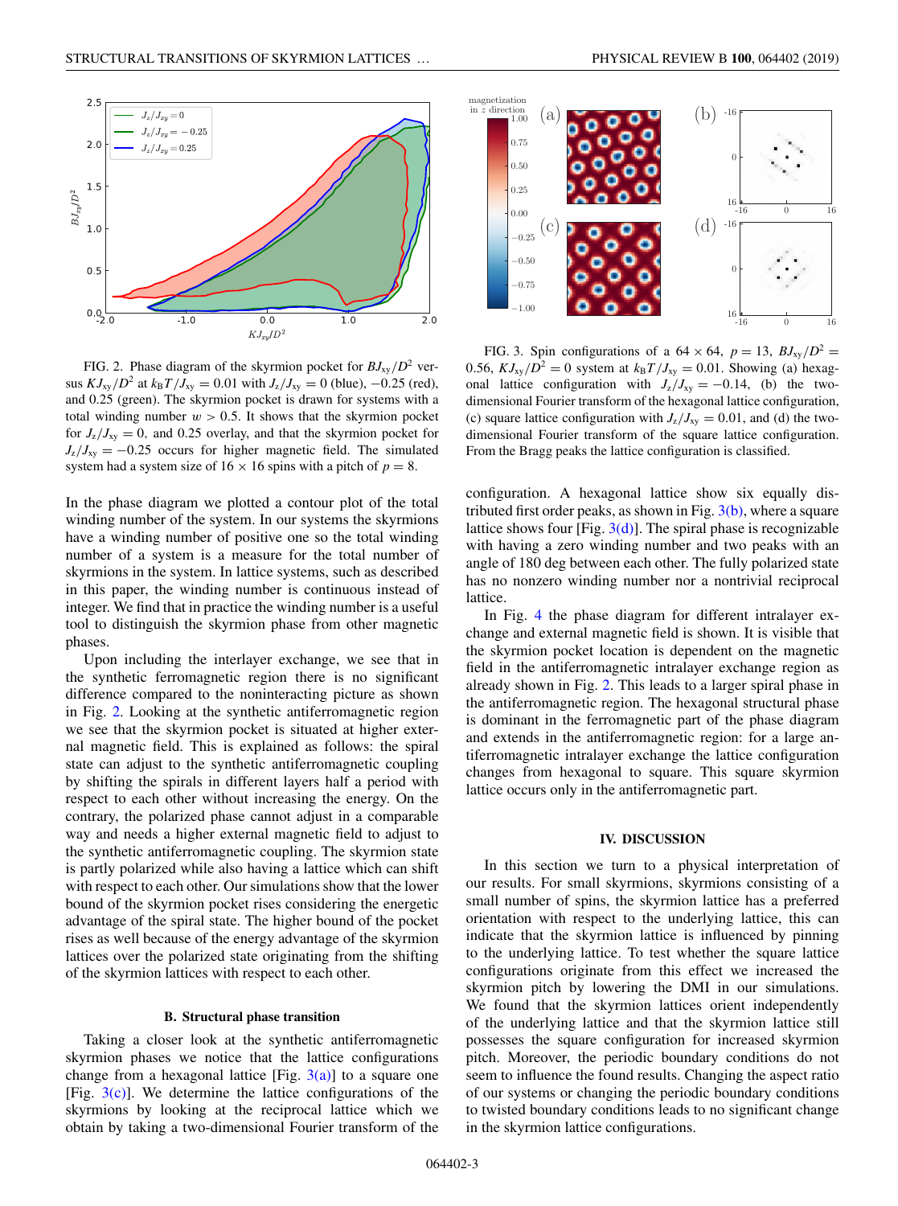FIG. 2. Phase diagram of the skyrmion pocket for $BJ_{xy}/D^2$ versus $KJ_{xy}/D^2$ at $k_BT/J_{xy} = 0.01$ with $J_z/J_{xy} = 0$ (blue), $-0.25$ (red), and 0.25 (green). The skyrmion pocket is drawn for systems with a total winding number $w > 0.5$. It shows that the skyrmion pocket for $J_z/J_{xy} = 0$, and 0.25 overlay, and that the skyrmion pocket for $J_z/J_{xy} = -0.25$ occurs for higher magnetic field. The simulated system had a system size of $16 \times 16$ spins with a pitch of $p = 8$.

In the phase diagram we plotted a contour plot of the total winding number of the system. In our systems the skyrmions have a winding number of positive one so the total winding number of a system is a measure for the total number of skyrmions in the system. In lattice systems, such as described in this paper, the winding number is continuous instead of integer. We find that in practice the winding number is a useful tool to distinguish the skyrmion phase from other magnetic phases.

Upon including the interlayer exchange, we see that in the synthetic ferromagnetic region there is no significant difference compared to the noninteracting picture as shown in Fig. 2. Looking at the synthetic antiferromagnetic region we see that the skyrmion pocket is situated at higher external magnetic field. This is explained as follows: the spiral state can adjust to the synthetic antiferromagnetic coupling by shifting the spirals in different layers half a period with respect to each other without increasing the energy. On the contrary, the polarized phase cannot adjust in a comparable way and needs a higher external magnetic field to adjust to the synthetic antiferromagnetic coupling. The skyrmion state is partly polarized while also having a lattice which can shift with respect to each other. Our simulations show that the lower bound of the skyrmion pocket rises considering the energetic advantage of the spiral state. The higher bound of the pocket rises as well because of the energy advantage of the skyrmion lattices over the polarized state originating from the shifting of the skyrmion lattices with respect to each other.

### B. Structural phase transition

Taking a closer look at the synthetic antiferromagnetic skyrmion phases we notice that the lattice configurations change from a hexagonal lattice [Fig. 3(a)] to a square one [Fig. 3(c)]. We determine the lattice configurations of the skyrmions by looking at the reciprocal lattice which we obtain by taking a two-dimensional Fourier transform of the configuration. A hexagonal lattice show six equally distributed first order peaks, as shown in Fig. 3(b), where a square lattice shows four [Fig. 3(d)]. The spiral phase is recognizable with having a zero winding number and two peaks with an angle of 180 deg between each other. The fully polarized state has no nonzero winding number nor a nontrivial reciprocal lattice.

FIG. 3. Spin configurations of a $64 \times 64$, $p = 13$, $BJ_{xy}/D^2 = 0.56$, $KJ_{xy}/D^2 = 0$ system at $k_BT/J_{xy} = 0.01$. Showing (a) hexagonal lattice configuration with $J_z/J_{xy} = -0.14$, (b) the two-dimensional Fourier transform of the hexagonal lattice configuration, (c) square lattice configuration with $J_z/J_{xy} = 0.01$, and (d) the two-dimensional Fourier transform of the square lattice configuration. From the Bragg peaks the lattice configuration is classified.

In Fig. 4 the phase diagram for different intralayer exchange and external magnetic field is shown. It is visible that the skyrmion pocket location is dependent on the magnetic field in the antiferromagnetic intralayer exchange region as already shown in Fig. 2. This leads to a larger spiral phase in the antiferromagnetic region. The hexagonal structural phase is dominant in the ferromagnetic part of the phase diagram and extends in the antiferromagnetic region: for a large antiferromagnetic intralayer exchange the lattice configuration changes from hexagonal to square. This square skyrmion lattice occurs only in the antiferromagnetic part.

## IV. DISCUSSION

In this section we turn to a physical interpretation of our results. For small skyrmions, skyrmions consisting of a small number of spins, the skyrmion lattice has a preferred orientation with respect to the underlying lattice, this can indicate that the skyrmion lattice is influenced by pinning to the underlying lattice. To test whether the square lattice configurations originate from this effect we increased the skyrmion pitch by lowering the DMI in our simulations. We found that the skyrmion lattices orient independently of the underlying lattice and that the skyrmion lattice still possesses the square configuration for increased skyrmion pitch. Moreover, the periodic boundary conditions do not seem to influence the found results. Changing the aspect ratio of our systems or changing the periodic boundary conditions to twisted boundary conditions leads to no significant change in the skyrmion lattice configurations.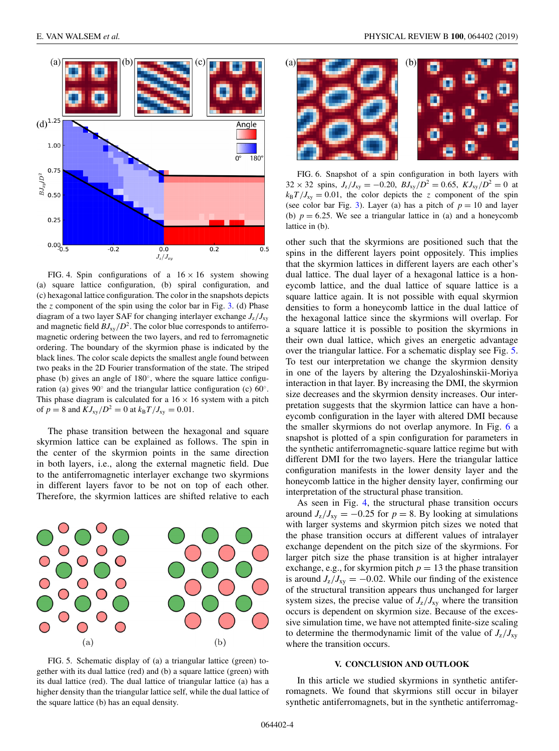FIG. 4. Spin configurations of a $16 \times 16$ system showing (a) square lattice configuration, (b) spiral configuration, and (c) hexagonal lattice configuration. The color in the snapshots depicts the $z$ component of the spin using the color bar in Fig. 3. (d) Phase diagram of a two layer SAF for changing interlayer exchange $J_z/J_{xy}$ and magnetic field $BJ_{xy}/D^2$. The color blue corresponds to antiferromagnetic ordering between the two layers, and red to ferromagnetic ordering. The boundary of the skyrmion phase is indicated by the black lines. The color scale depicts the smallest angle found between two peaks in the 2D Fourier transformation of the state. The striped phase (b) gives an angle of 180°, where the square lattice configuration (a) gives 90° and the triangular lattice configuration (c) 60°. This phase diagram is calculated for a $16 \times 16$ system with a pitch of $p = 8$ and $KJ_{xy}/D^2 = 0$ at $k_B T/J_{xy} = 0.01$.

The phase transition between the hexagonal and square skyrmion lattice can be explained as follows. The spin in the center of the skyrmion points in the same direction in both layers, i.e., along the external magnetic field. Due to the antiferromagnetic interlayer exchange two skyrmions in different layers favor to be not on top of each other. Therefore, the skyrmion lattices are shifted relative to each other such that the skyrmions are positioned such that the spins in the different layers point oppositely. This implies that the skyrmion lattices in different layers are each other's dual lattice. The dual layer of a hexagonal lattice is a honeycomb lattice, and the dual lattice of square lattice is a square lattice again. It is not possible with equal skyrmion densities to form a honeycomb lattice in the dual lattice of the hexagonal lattice since the skyrmions will overlap. For a square lattice it is possible to position the skyrmions in their own dual lattice, which gives an energetic advantage over the triangular lattice. For a schematic display see Fig. 5. To test our interpretation we change the skyrmion density in one of the layers by altering the Dzyaloshinskii-Moriya interaction in that layer. By increasing the DMI, the skyrmion size decreases and the skyrmion density increases. Our interpretation suggests that the skyrmion lattice can have a honeycomb configuration in the layer with altered DMI because the smaller skyrmions do not overlap anymore. In Fig. 6 a snapshot is plotted of a spin configuration for parameters in the synthetic antiferromagnetic-square lattice regime but with different DMI for the two layers. Here the triangular lattice configuration manifests in the lower density layer and the honeycomb lattice in the higher density layer, confirming our interpretation of the structural phase transition.

FIG. 5. Schematic display of (a) a triangular lattice (green) together with its dual lattice (red) and (b) a square lattice (green) with its dual lattice (red). The dual lattice of triangular lattice (a) has a higher density than the triangular lattice self, while the dual lattice of the square lattice (b) has an equal density.

FIG. 6. Snapshot of a spin configuration in both layers with $32 \times 32$ spins, $J_z/J_{xy} = -0.20$, $BJ_{xy}/D^2 = 0.65$, $KJ_{xy}/D^2 = 0$ at $k_B T/J_{xy} = 0.01$, the color depicts the $z$ component of the spin (see color bar Fig. 3). Layer (a) has a pitch of $p = 10$ and layer (b) $p = 6.25$. We see a triangular lattice in (a) and a honeycomb lattice in (b).

As seen in Fig. 4, the structural phase transition occurs around $J_z/J_{xy} = -0.25$ for $p = 8$. By looking at simulations with larger systems and skyrmion pitch sizes we noted that the phase transition occurs at different values of intralayer exchange dependent on the pitch size of the skyrmions. For larger pitch size the phase transition is at higher intralayer exchange, e.g., for skyrmion pitch $p = 13$ the phase transition is around $J_z/J_{xy} = -0.02$. While our finding of the existence of the structural transition appears thus unchanged for larger system sizes, the precise value of $J_z/J_{xy}$ where the transition occurs is dependent on skyrmion size. Because of the excessive simulation time, we have not attempted finite-size scaling to determine the thermodynamic limit of the value of $J_z/J_{xy}$ where the transition occurs.

## V. CONCLUSION AND OUTLOOK

In this article we studied skyrmions in synthetic antiferromagnets. We found that skyrmions still occur in bilayer synthetic antiferromagnets, but in the synthetic antiferromag-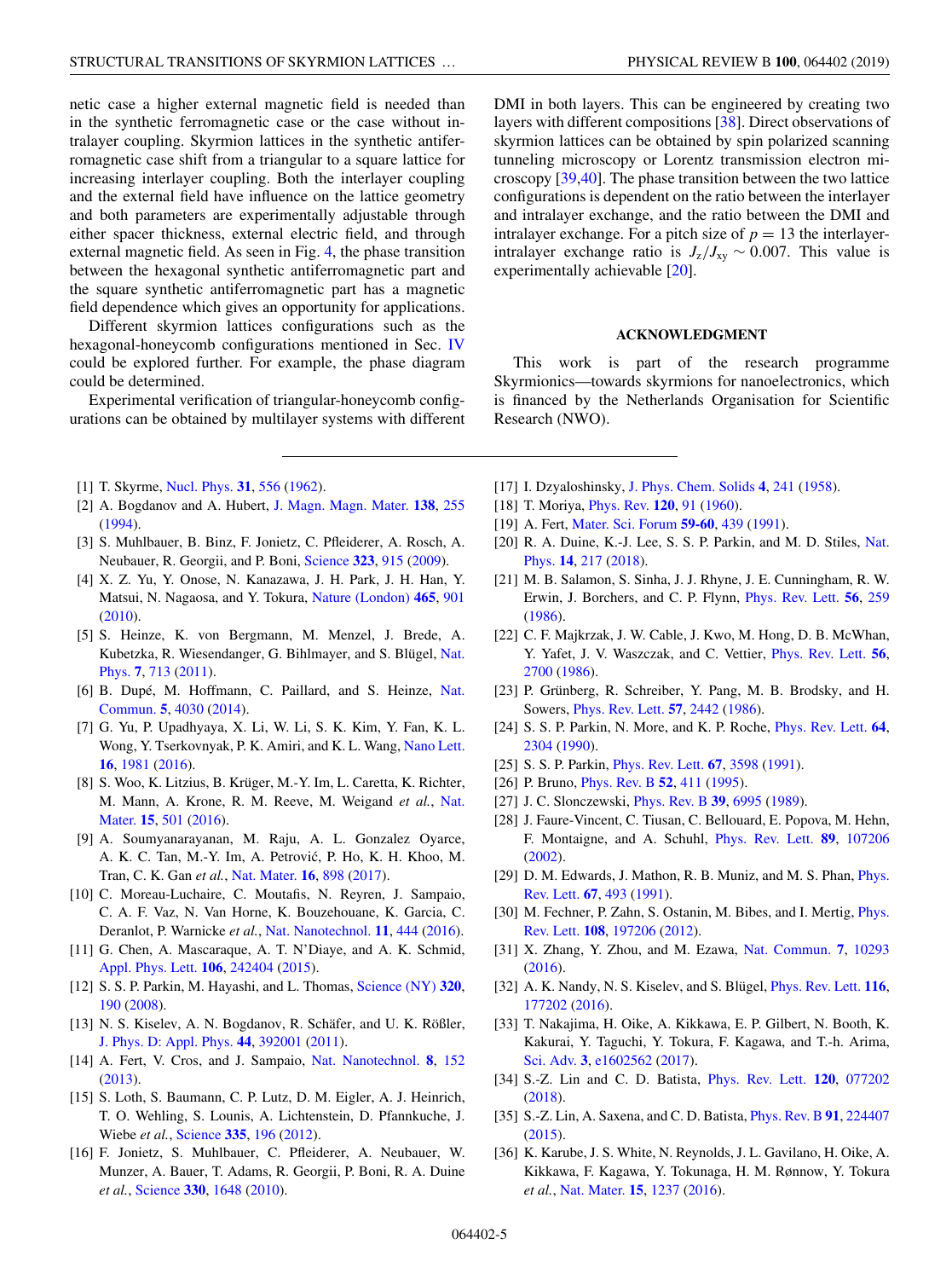netic case a higher external magnetic field is needed than in the synthetic ferromagnetic case or the case without intralayer coupling. Skyrmion lattices in the synthetic antiferromagnetic case shift from a triangular to a square lattice for increasing interlayer coupling. Both the interlayer coupling and the external field have influence on the lattice geometry and both parameters are experimentally adjustable through either spacer thickness, external electric field, and through external magnetic field. As seen in Fig. 4, the phase transition between the hexagonal synthetic antiferromagnetic part and the square synthetic antiferromagnetic part has a magnetic field dependence which gives an opportunity for applications.

Different skyrmion lattices configurations such as the hexagonal-honeycomb configurations mentioned in Sec. IV could be explored further. For example, the phase diagram could be determined.

Experimental verification of triangular-honeycomb configurations can be obtained by multilayer systems with different DMI in both layers. This can be engineered by creating two layers with different compositions [38]. Direct observations of skyrmion lattices can be obtained by spin polarized scanning tunneling microscopy or Lorentz transmission electron microscopy [39,40]. The phase transition between the two lattice configurations is dependent on the ratio between the interlayer and intralayer exchange, and the ratio between the DMI and intralayer exchange. For a pitch size of $p = 13$ the interlayer-intralayer exchange ratio is $J_z/J_{xy} \sim 0.007$. This value is experimentally achievable [20].

## ACKNOWLEDGMENT

This work is part of the research programme Skyrmionics—towards skyrmions for nanoelectronics, which is financed by the Netherlands Organisation for Scientific Research (NWO).

---

[1] T. Skyrme, Nucl. Phys. **31**, 556 (1962).

[2] A. Bogdanov and A. Hubert, J. Magn. Magn. Mater. **138**, 255 (1994).

[3] S. Muhlbauer, B. Binz, F. Jonietz, C. Pfleiderer, A. Rosch, A. Neubauer, R. Georgii, and P. Boni, Science **323**, 915 (2009).

[4] X. Z. Yu, Y. Onose, N. Kanazawa, J. H. Park, J. H. Han, Y. Matsui, N. Nagaosa, and Y. Tokura, Nature (London) **465**, 901 (2010).

[5] S. Heinze, K. von Bergmann, M. Menzel, J. Brede, A. Kubetzka, R. Wiesendanger, G. Bihlmayer, and S. Blügel, Nat. Phys. **7**, 713 (2011).

[6] B. Dupé, M. Hoffmann, C. Paillard, and S. Heinze, Nat. Commun. **5**, 4030 (2014).

[7] G. Yu, P. Upadhyaya, X. Li, W. Li, S. K. Kim, Y. Fan, K. L. Wong, Y. Tserkovnyak, P. K. Amiri, and K. L. Wang, Nano Lett. **16**, 1981 (2016).

[8] S. Woo, K. Litzius, B. Krüger, M.-Y. Im, L. Caretta, K. Richter, M. Mann, A. Krone, R. M. Reeve, M. Weigand *et al.*, Nat. Mater. **15**, 501 (2016).

[9] A. Soumyanarayanan, M. Raju, A. L. Gonzalez Oyarce, A. K. C. Tan, M.-Y. Im, A. Petrović, P. Ho, K. H. Khoo, M. Tran, C. K. Gan *et al.*, Nat. Mater. **16**, 898 (2017).

[10] C. Moreau-Luchaire, C. Moutafis, N. Reyren, J. Sampaio, C. A. F. Vaz, N. Van Horne, K. Bouzehouane, K. Garcia, C. Deranlot, P. Warnicke *et al.*, Nat. Nanotechnol. **11**, 444 (2016).

[11] G. Chen, A. Mascaraque, A. T. N'Diaye, and A. K. Schmid, Appl. Phys. Lett. **106**, 242404 (2015).

[12] S. S. P. Parkin, M. Hayashi, and L. Thomas, Science (NY) **320**, 190 (2008).

[13] N. S. Kiselev, A. N. Bogdanov, R. Schäfer, and U. K. Rößler, J. Phys. D: Appl. Phys. **44**, 392001 (2011).

[14] A. Fert, V. Cros, and J. Sampaio, Nat. Nanotechnol. **8**, 152 (2013).

[15] S. Loth, S. Baumann, C. P. Lutz, D. M. Eigler, A. J. Heinrich, T. O. Wehling, S. Lounis, A. Lichtenstein, D. Pfannkuche, J. Wiebe *et al.*, Science **335**, 196 (2012).

[16] F. Jonietz, S. Muhlbauer, C. Pfleiderer, A. Neubauer, W. Munzer, A. Bauer, T. Adams, R. Georgii, P. Boni, R. A. Duine *et al.*, Science **330**, 1648 (2010).

[17] I. Dzyaloshinsky, J. Phys. Chem. Solids **4**, 241 (1958).

[18] T. Moriya, Phys. Rev. **120**, 91 (1960).

[19] A. Fert, Mater. Sci. Forum **59-60**, 439 (1991).

[20] R. A. Duine, K.-J. Lee, S. S. P. Parkin, and M. D. Stiles, Nat. Phys. **14**, 217 (2018).

[21] M. B. Salamon, S. Sinha, J. J. Rhyne, J. E. Cunningham, R. W. Erwin, J. Borchers, and C. P. Flynn, Phys. Rev. Lett. **56**, 259 (1986).

[22] C. F. Majkrzak, J. W. Cable, J. Kwo, M. Hong, D. B. McWhan, Y. Yafet, J. V. Waszczak, and C. Vettier, Phys. Rev. Lett. **56**, 2700 (1986).

[23] P. Grünberg, R. Schreiber, Y. Pang, M. B. Brodsky, and H. Sowers, Phys. Rev. Lett. **57**, 2442 (1986).

[24] S. S. P. Parkin, N. More, and K. P. Roche, Phys. Rev. Lett. **64**, 2304 (1990).

[25] S. S. P. Parkin, Phys. Rev. Lett. **67**, 3598 (1991).

[26] P. Bruno, Phys. Rev. B **52**, 411 (1995).

[27] J. C. Slonczewski, Phys. Rev. B **39**, 6995 (1989).

[28] J. Faure-Vincent, C. Tiusan, C. Bellouard, E. Popova, M. Hehn, F. Montaigne, and A. Schuhl, Phys. Rev. Lett. **89**, 107206 (2002).

[29] D. M. Edwards, J. Mathon, R. B. Muniz, and M. S. Phan, Phys. Rev. Lett. **67**, 493 (1991).

[30] M. Fechner, P. Zahn, S. Ostanin, M. Bibes, and I. Mertig, Phys. Rev. Lett. **108**, 197206 (2012).

[31] X. Zhang, Y. Zhou, and M. Ezawa, Nat. Commun. **7**, 10293 (2016).

[32] A. K. Nandy, N. S. Kiselev, and S. Blügel, Phys. Rev. Lett. **116**, 177202 (2016).

[33] T. Nakajima, H. Oike, A. Kikkawa, E. P. Gilbert, N. Booth, K. Kakurai, Y. Taguchi, Y. Tokura, F. Kagawa, and T.-h. Arima, Sci. Adv. **3**, e1602562 (2017).

[34] S.-Z. Lin and C. D. Batista, Phys. Rev. Lett. **120**, 077202 (2018).

[35] S.-Z. Lin, A. Saxena, and C. D. Batista, Phys. Rev. B **91**, 224407 (2015).

[36] K. Karube, J. S. White, N. Reynolds, J. L. Gavilano, H. Oike, A. Kikkawa, F. Kagawa, Y. Tokunaga, H. M. Rønnow, Y. Tokura *et al.*, Nat. Mater. **15**, 1237 (2016).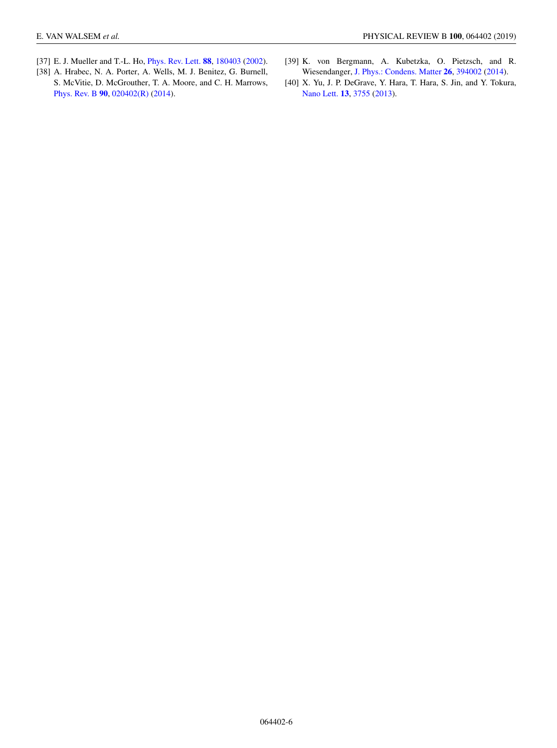[37] E. J. Mueller and T.-L. Ho, Phys. Rev. Lett. **88**, 180403 (2002).

[38] A. Hrabec, N. A. Porter, A. Wells, M. J. Benitez, G. Burnell, S. McVitie, D. McGrouther, T. A. Moore, and C. H. Marrows, Phys. Rev. B **90**, 020402(R) (2014).

[39] K. von Bergmann, A. Kubetzka, O. Pietzsch, and R. Wiesendanger, J. Phys.: Condens. Matter **26**, 394002 (2014).

[40] X. Yu, J. P. DeGrave, Y. Hara, T. Hara, S. Jin, and Y. Tokura, Nano Lett. **13**, 3755 (2013).